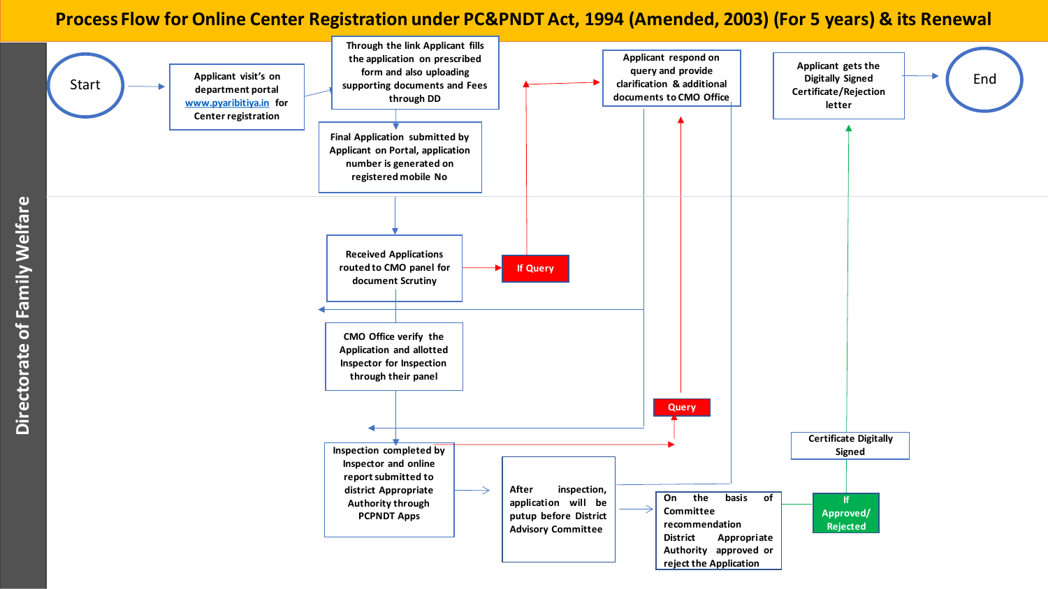# Process Flow for Online Center Registration under PC&PNDT Act, 1994 (Amended, 2003) (For 5 years) & its Renewal

Directorate of Family Welfare

Start

Applicant visit's on department portal www.pyaribitiya.in for Center registration

Through the link Applicant fills the application on prescribed form and also uploading supporting documents and Fees through DD

Final Application submitted by Applicant on Portal, application number is generated on registered mobile No

Received Applications routed to CMO panel for document Scrutiny

If Query

Applicant respond on query and provide clarification & additional documents to CMO Office

CMO Office verify the Application and allotted Inspector for Inspection through their panel

Inspection completed by Inspector and online report submitted to district Appropriate Authority through PCPNDT Apps

Query

After inspection, application will be putup before District Advisory Committee

On the basis of Committee recommendation District Appropriate Authority approved or reject the Application

If Approved/ Rejected

Certificate Digitally Signed

Applicant gets the Digitally Signed Certificate/Rejection letter

End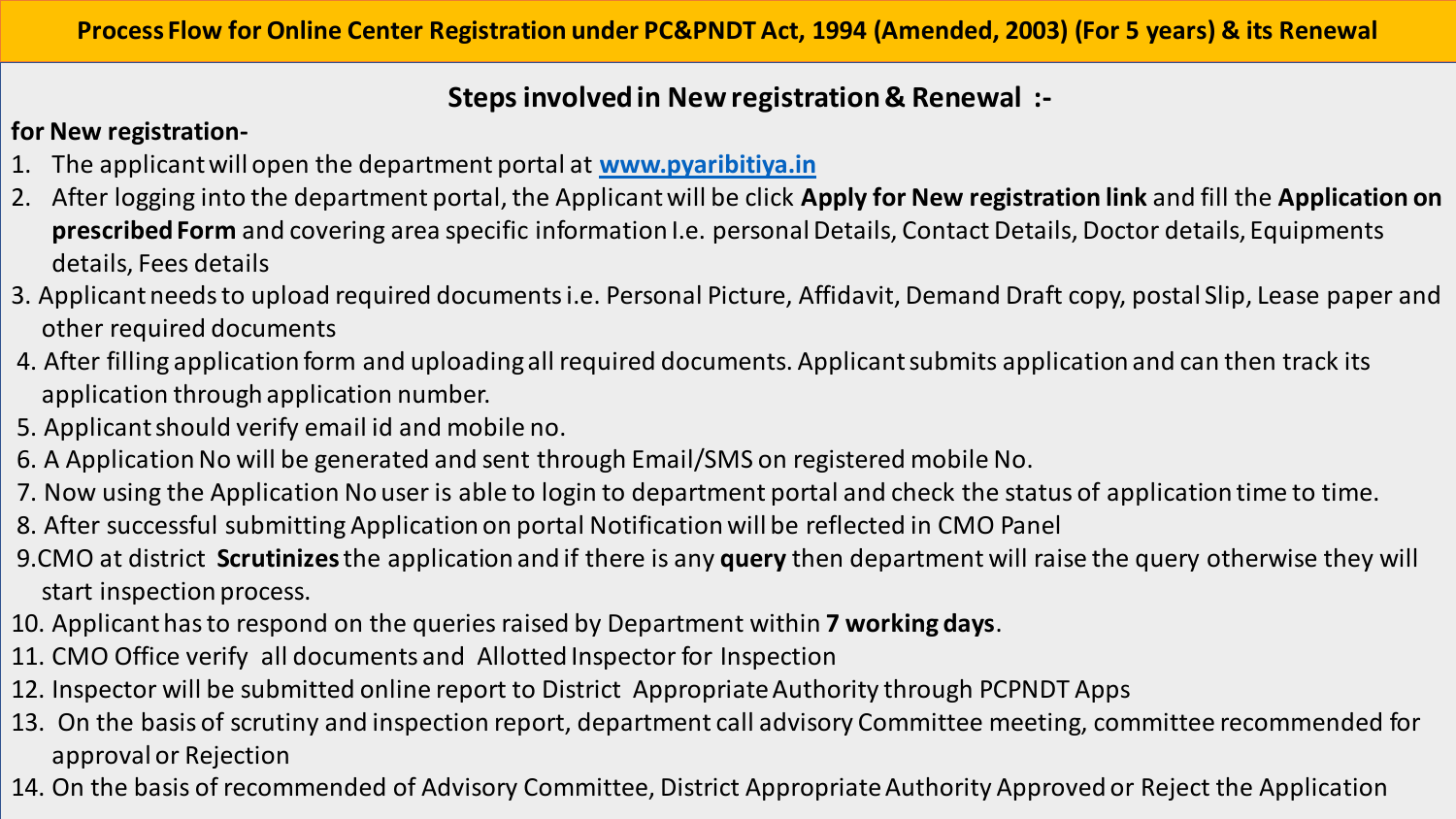# Process Flow for Online Center Registration under PC&PNDT Act, 1994 (Amended, 2003) (For 5 years) & its Renewal

## Steps involved in New registration & Renewal :-

**for New registration-**

1. The applicant will open the department portal at **www.pyaribitiya.in**
2. After logging into the department portal, the Applicant will be click **Apply for New registration link** and fill the **Application on prescribed Form** and covering area specific information I.e. personal Details, Contact Details, Doctor details, Equipments details, Fees details
3. Applicant needs to upload required documents i.e. Personal Picture, Affidavit, Demand Draft copy, postal Slip, Lease paper and other required documents
4. After filling application form and uploading all required documents. Applicant submits application and can then track its application through application number.
5. Applicant should verify email id and mobile no.
6. A Application No will be generated and sent through Email/SMS on registered mobile No.
7. Now using the Application No user is able to login to department portal and check the status of application time to time.
8. After successful submitting Application on portal Notification will be reflected in CMO Panel
9. CMO at district **Scrutinizes** the application and if there is any **query** then department will raise the query otherwise they will start inspection process.
10. Applicant has to respond on the queries raised by Department within **7 working days**.
11. CMO Office verify all documents and Allotted Inspector for Inspection
12. Inspector will be submitted online report to District Appropriate Authority through PCPNDT Apps
13. On the basis of scrutiny and inspection report, department call advisory Committee meeting, committee recommended for approval or Rejection
14. On the basis of recommended of Advisory Committee, District Appropriate Authority Approved or Reject the Application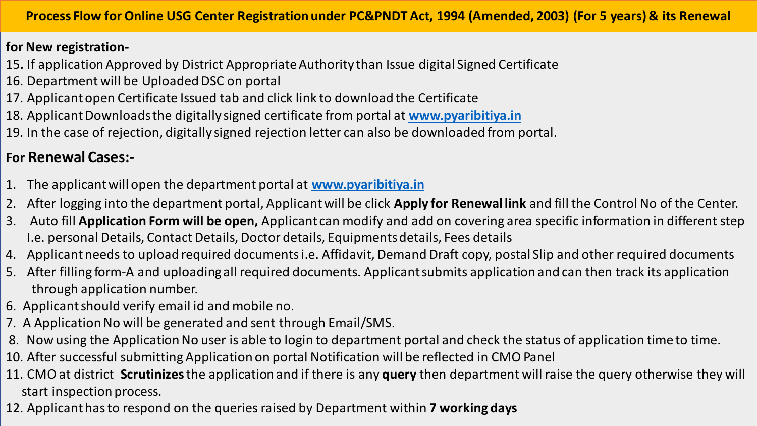# Process Flow for Online USG Center Registration under PC&PNDT Act, 1994 (Amended, 2003) (For 5 years) & its Renewal

**for New registration-**

15. If application Approved by District Appropriate Authority than Issue digital Signed Certificate
16. Department will be Uploaded DSC on portal
17. Applicant open Certificate Issued tab and click link to download the Certificate
18. Applicant Downloads the digitally signed certificate from portal at **www.pyaribitiya.in**
19. In the case of rejection, digitally signed rejection letter can also be downloaded from portal.

## For Renewal Cases:-

1. The applicant will open the department portal at **www.pyaribitiya.in**
2. After logging into the department portal, Applicant will be click **Apply for Renewal link** and fill the Control No of the Center.
3. Auto fill **Application Form will be open,** Applicant can modify and add on covering area specific information in different step I.e. personal Details, Contact Details, Doctor details, Equipments details, Fees details
4. Applicant needs to upload required documents i.e. Affidavit, Demand Draft copy, postal Slip and other required documents
5. After filling form-A and uploading all required documents. Applicant submits application and can then track its application through application number.
6. Applicant should verify email id and mobile no.
7. A Application No will be generated and sent through Email/SMS.
8. Now using the Application No user is able to login to department portal and check the status of application time to time.

10. After successful submitting Application on portal Notification will be reflected in CMO Panel
11. CMO at district **Scrutinizes** the application and if there is any **query** then department will raise the query otherwise they will start inspection process.
12. Applicant has to respond on the queries raised by Department within **7 working days**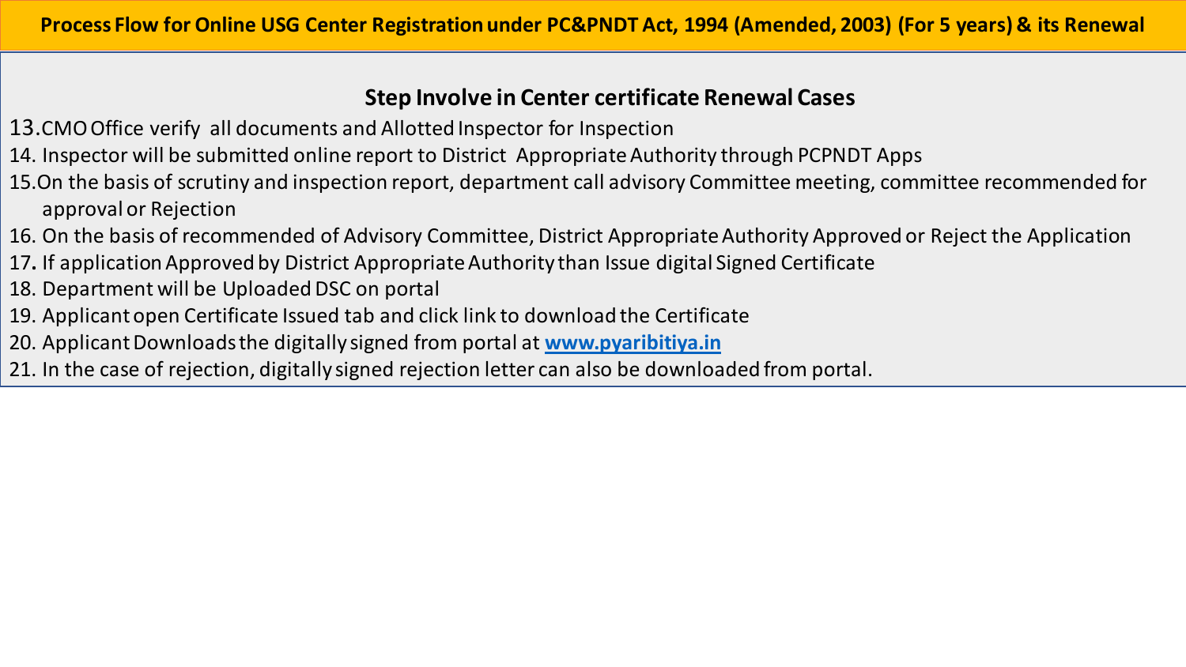# Process Flow for Online USG Center Registration under PC&PNDT Act, 1994 (Amended, 2003) (For 5 years) & its Renewal

## Step Involve in Center certificate Renewal Cases

13. CMO Office verify all documents and Allotted Inspector for Inspection
14. Inspector will be submitted online report to District Appropriate Authority through PCPNDT Apps
15. On the basis of scrutiny and inspection report, department call advisory Committee meeting, committee recommended for approval or Rejection
16. On the basis of recommended of Advisory Committee, District Appropriate Authority Approved or Reject the Application
17. If application Approved by District Appropriate Authority than Issue digital Signed Certificate
18. Department will be Uploaded DSC on portal
19. Applicant open Certificate Issued tab and click link to download the Certificate
20. Applicant Downloads the digitally signed from portal at **[www.pyaribitiya.in](http://www.pyaribitiya.in)**
21. In the case of rejection, digitally signed rejection letter can also be downloaded from portal.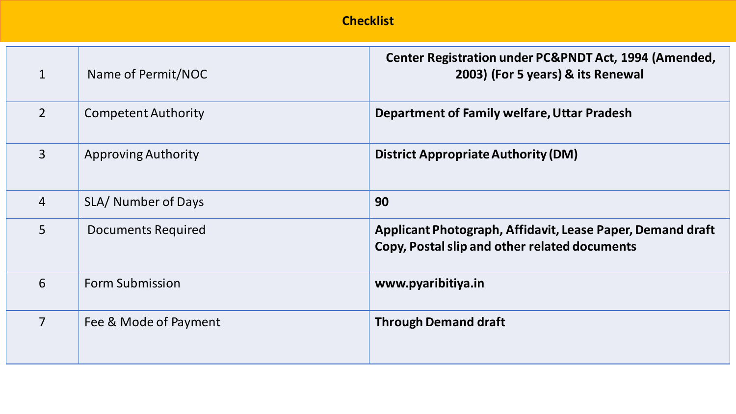# Checklist

| | | |
|---|---|---|
| 1 | Name of Permit/NOC | **Center Registration under PC&PNDT Act, 1994 (Amended, 2003) (For 5 years) & its Renewal** |
| 2 | Competent Authority | **Department of Family welfare, Uttar Pradesh** |
| 3 | Approving Authority | **District Appropriate Authority (DM)** |
| 4 | SLA/ Number of Days | **90** |
| 5 | Documents Required | **Applicant Photograph, Affidavit, Lease Paper, Demand draft Copy, Postal slip and other related documents** |
| 6 | Form Submission | **www.pyaribitiya.in** |
| 7 | Fee & Mode of Payment | **Through Demand draft** |